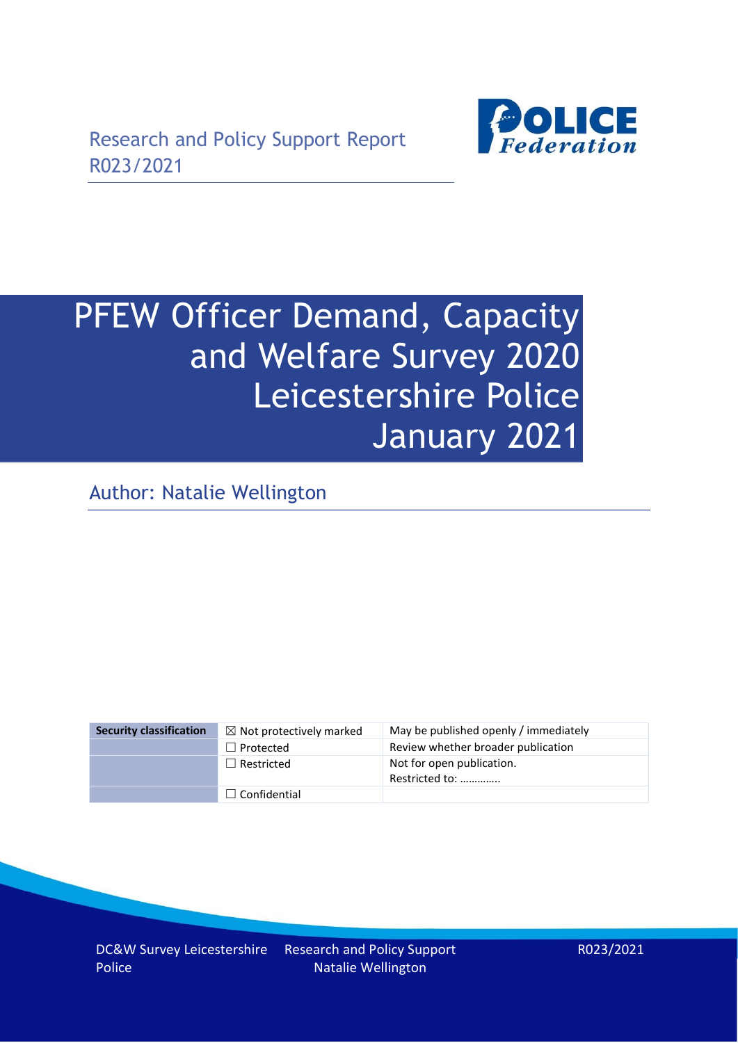Research and Policy Support Report
R023/2021

# PFEW Officer Demand, Capacity and Welfare Survey 2020 Leicestershire Police January 2021

Author: Natalie Wellington

| Security classification | ☒ Not protectively marked | May be published openly / immediately |
|---|---|---|
| | ☐ Protected | Review whether broader publication |
| | ☐ Restricted | Not for open publication. Restricted to: ………….. |
| | ☐ Confidential | |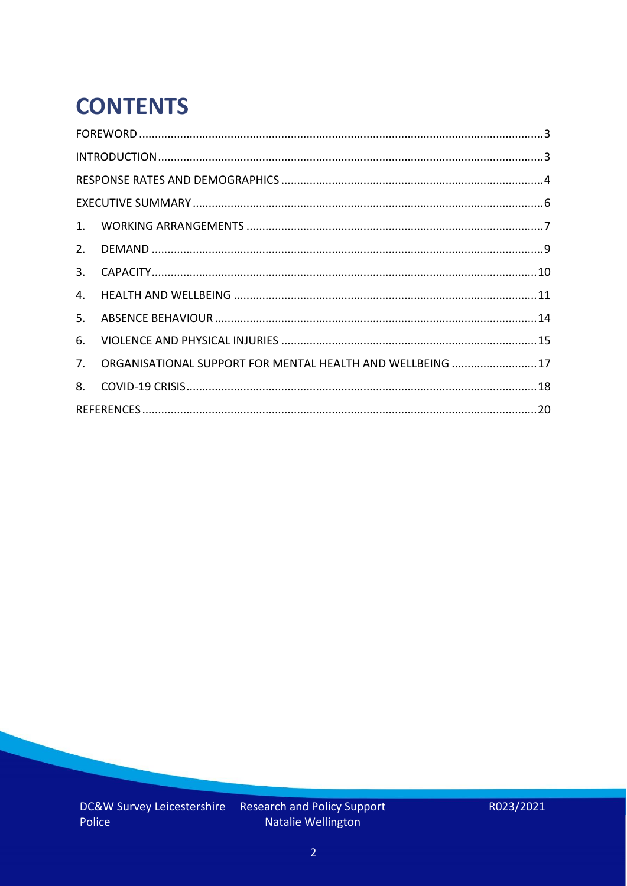# CONTENTS

FOREWORD .......... 3

INTRODUCTION .......... 3

RESPONSE RATES AND DEMOGRAPHICS .......... 4

EXECUTIVE SUMMARY .......... 6

1. WORKING ARRANGEMENTS .......... 7
2. DEMAND .......... 9
3. CAPACITY .......... 10
4. HEALTH AND WELLBEING .......... 11
5. ABSENCE BEHAVIOUR .......... 14
6. VIOLENCE AND PHYSICAL INJURIES .......... 15
7. ORGANISATIONAL SUPPORT FOR MENTAL HEALTH AND WELLBEING .......... 17
8. COVID-19 CRISIS .......... 18

REFERENCES .......... 20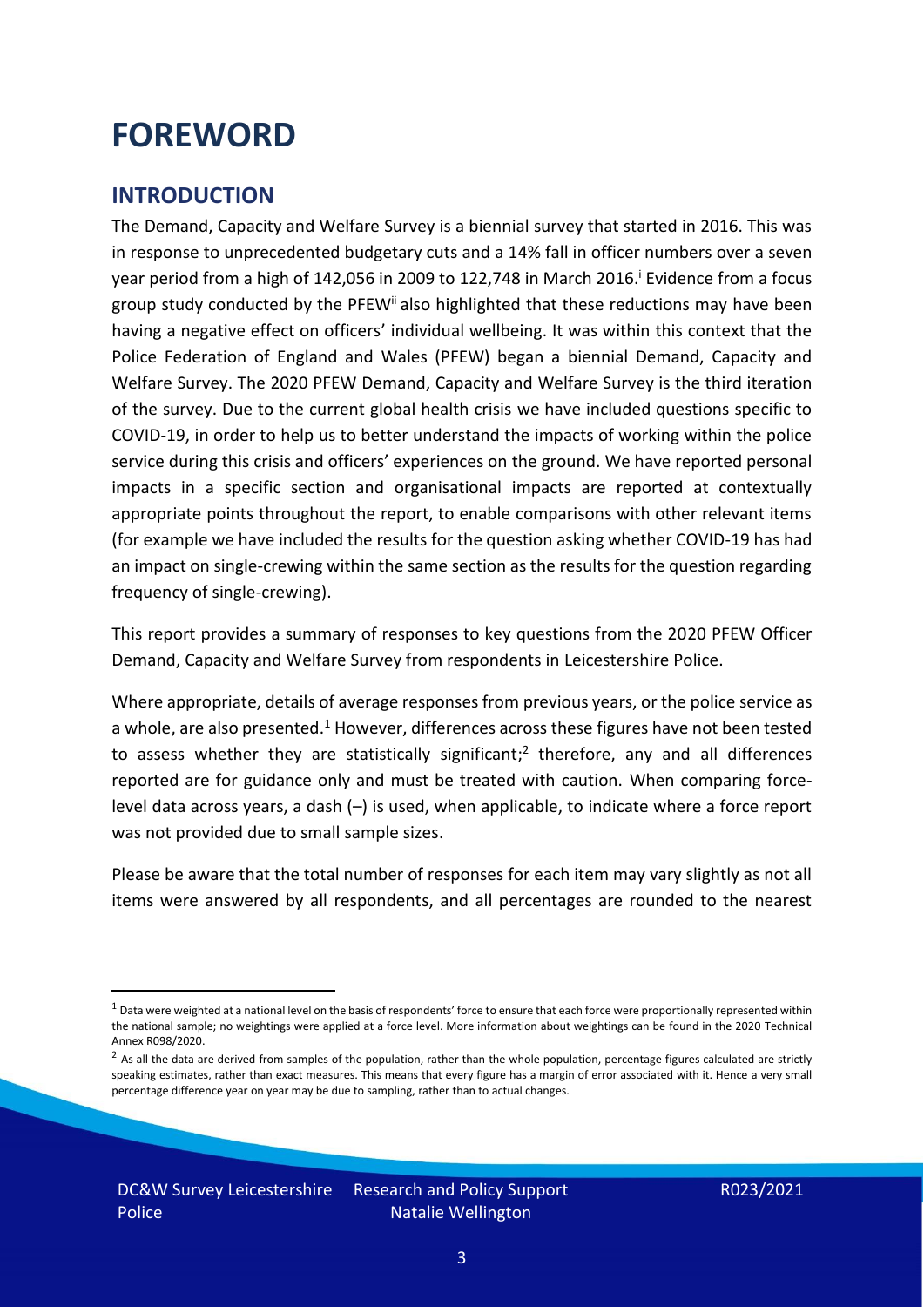# FOREWORD

## INTRODUCTION

The Demand, Capacity and Welfare Survey is a biennial survey that started in 2016. This was in response to unprecedented budgetary cuts and a 14% fall in officer numbers over a seven year period from a high of 142,056 in 2009 to 122,748 in March 2016.[i] Evidence from a focus group study conducted by the PFEW[ii] also highlighted that these reductions may have been having a negative effect on officers' individual wellbeing. It was within this context that the Police Federation of England and Wales (PFEW) began a biennial Demand, Capacity and Welfare Survey. The 2020 PFEW Demand, Capacity and Welfare Survey is the third iteration of the survey. Due to the current global health crisis we have included questions specific to COVID-19, in order to help us to better understand the impacts of working within the police service during this crisis and officers' experiences on the ground. We have reported personal impacts in a specific section and organisational impacts are reported at contextually appropriate points throughout the report, to enable comparisons with other relevant items (for example we have included the results for the question asking whether COVID-19 has had an impact on single-crewing within the same section as the results for the question regarding frequency of single-crewing).

This report provides a summary of responses to key questions from the 2020 PFEW Officer Demand, Capacity and Welfare Survey from respondents in Leicestershire Police.

Where appropriate, details of average responses from previous years, or the police service as a whole, are also presented.[1] However, differences across these figures have not been tested to assess whether they are statistically significant;[2] therefore, any and all differences reported are for guidance only and must be treated with caution. When comparing force-level data across years, a dash (–) is used, when applicable, to indicate where a force report was not provided due to small sample sizes.

Please be aware that the total number of responses for each item may vary slightly as not all items were answered by all respondents, and all percentages are rounded to the nearest

[1] Data were weighted at a national level on the basis of respondents' force to ensure that each force were proportionally represented within the national sample; no weightings were applied at a force level. More information about weightings can be found in the 2020 Technical Annex R098/2020.

[2] As all the data are derived from samples of the population, rather than the whole population, percentage figures calculated are strictly speaking estimates, rather than exact measures. This means that every figure has a margin of error associated with it. Hence a very small percentage difference year on year may be due to sampling, rather than to actual changes.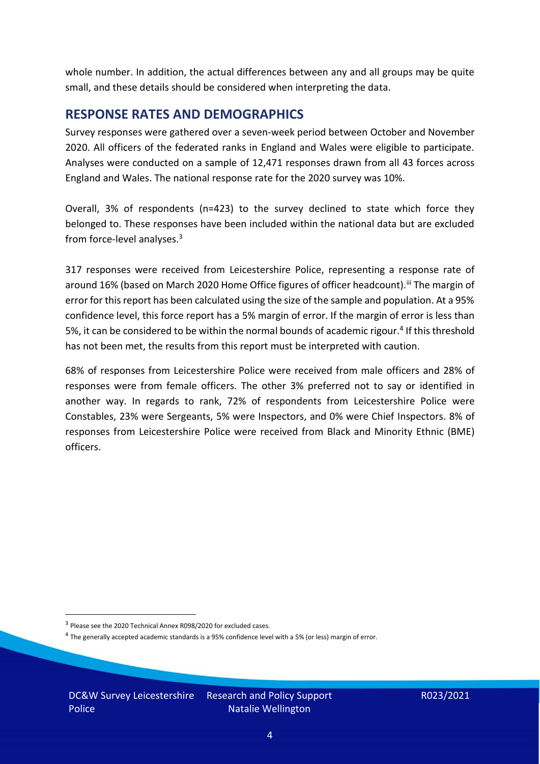whole number. In addition, the actual differences between any and all groups may be quite small, and these details should be considered when interpreting the data.

## RESPONSE RATES AND DEMOGRAPHICS

Survey responses were gathered over a seven-week period between October and November 2020. All officers of the federated ranks in England and Wales were eligible to participate. Analyses were conducted on a sample of 12,471 responses drawn from all 43 forces across England and Wales. The national response rate for the 2020 survey was 10%.

Overall, 3% of respondents (n=423) to the survey declined to state which force they belonged to. These responses have been included within the national data but are excluded from force-level analyses.[3]

317 responses were received from Leicestershire Police, representing a response rate of around 16% (based on March 2020 Home Office figures of officer headcount).[iii] The margin of error for this report has been calculated using the size of the sample and population. At a 95% confidence level, this force report has a 5% margin of error. If the margin of error is less than 5%, it can be considered to be within the normal bounds of academic rigour.[4] If this threshold has not been met, the results from this report must be interpreted with caution.

68% of responses from Leicestershire Police were received from male officers and 28% of responses were from female officers. The other 3% preferred not to say or identified in another way. In regards to rank, 72% of respondents from Leicestershire Police were Constables, 23% were Sergeants, 5% were Inspectors, and 0% were Chief Inspectors. 8% of responses from Leicestershire Police were received from Black and Minority Ethnic (BME) officers.

[3] Please see the 2020 Technical Annex R098/2020 for excluded cases.

[4] The generally accepted academic standards is a 95% confidence level with a 5% (or less) margin of error.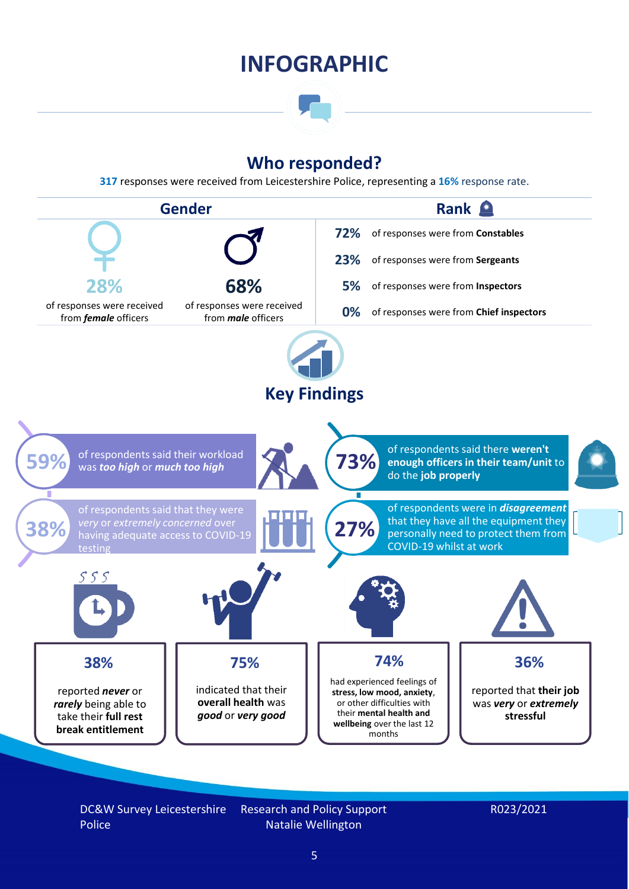# INFOGRAPHIC

## Who responded?

**317** responses were received from Leicestershire Police, representing a **16%** response rate.

### Gender

**28%** of responses were received from ***female*** officers

**68%** of responses were received from ***male*** officers

### Rank

**72%** of responses were from **Constables**

**23%** of responses were from **Sergeants**

**5%** of responses were from **Inspectors**

**0%** of responses were from **Chief inspectors**

## Key Findings

**59%** of respondents said their workload was ***too high*** or ***much too high***

**73%** of respondents said there **weren't enough officers in their team/unit** to do the **job properly**

**38%** of respondents said that they were *very* or *extremely concerned* over having adequate access to COVID-19 testing

**27%** of respondents were in ***disagreement*** that they have all the equipment they personally need to protect them from COVID-19 whilst at work

**38%** reported ***never*** or ***rarely*** being able to take their **full rest break entitlement**

**75%** indicated that their **overall health** was ***good*** or ***very good***

**74%** had experienced feelings of **stress, low mood, anxiety**, or other difficulties with their **mental health and wellbeing** over the last 12 months

**36%** reported that **their job** was ***very*** or ***extremely*** **stressful**

DC&W Survey Leicestershire Police

Research and Policy Support
Natalie Wellington

R023/2021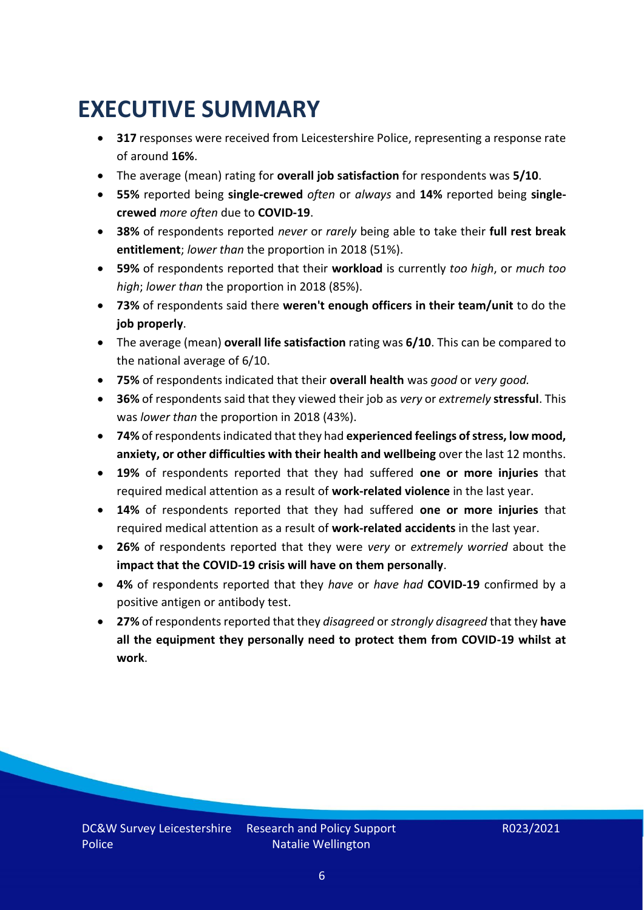# EXECUTIVE SUMMARY

- **317** responses were received from Leicestershire Police, representing a response rate of around **16%**.
- The average (mean) rating for **overall job satisfaction** for respondents was **5/10**.
- **55%** reported being **single-crewed** *often* or *always* and **14%** reported being **single-crewed** *more often* due to **COVID-19**.
- **38%** of respondents reported *never* or *rarely* being able to take their **full rest break entitlement**; *lower than* the proportion in 2018 (51%).
- **59%** of respondents reported that their **workload** is currently *too high*, or *much too high*; *lower than* the proportion in 2018 (85%).
- **73%** of respondents said there **weren't enough officers in their team/unit** to do the **job properly**.
- The average (mean) **overall life satisfaction** rating was **6/10**. This can be compared to the national average of 6/10.
- **75%** of respondents indicated that their **overall health** was *good* or *very good.*
- **36%** of respondents said that they viewed their job as *very* or *extremely* **stressful**. This was *lower than* the proportion in 2018 (43%).
- **74%** of respondents indicated that they had **experienced feelings of stress, low mood, anxiety, or other difficulties with their health and wellbeing** over the last 12 months.
- **19%** of respondents reported that they had suffered **one or more injuries** that required medical attention as a result of **work-related violence** in the last year.
- **14%** of respondents reported that they had suffered **one or more injuries** that required medical attention as a result of **work-related accidents** in the last year.
- **26%** of respondents reported that they were *very* or *extremely worried* about the **impact that the COVID-19 crisis will have on them personally**.
- **4%** of respondents reported that they *have* or *have had* **COVID-19** confirmed by a positive antigen or antibody test.
- **27%** of respondents reported that they *disagreed* or *strongly disagreed* that they **have all the equipment they personally need to protect them from COVID-19 whilst at work**.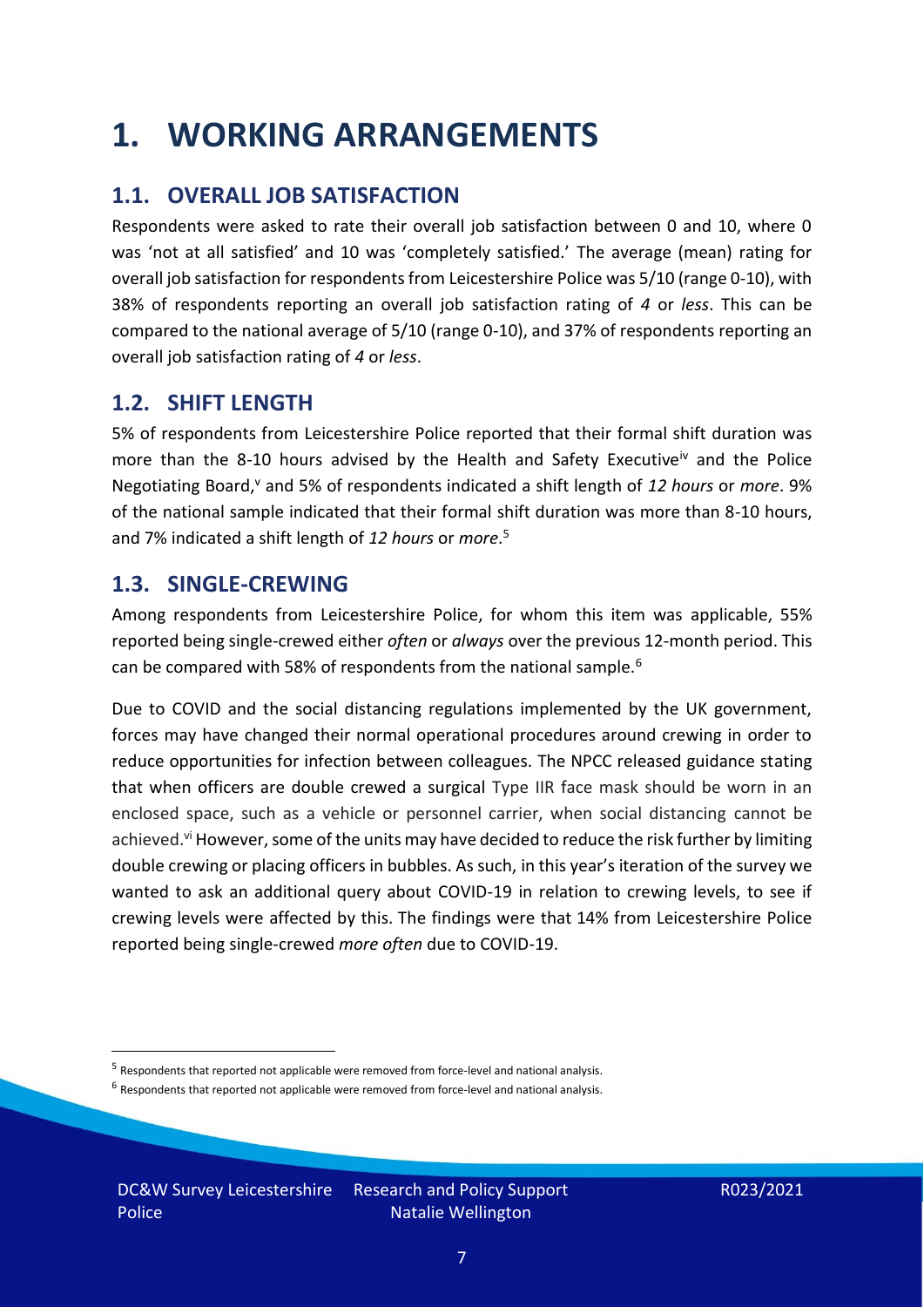# 1. WORKING ARRANGEMENTS

## 1.1. OVERALL JOB SATISFACTION

Respondents were asked to rate their overall job satisfaction between 0 and 10, where 0 was 'not at all satisfied' and 10 was 'completely satisfied.' The average (mean) rating for overall job satisfaction for respondents from Leicestershire Police was 5/10 (range 0-10), with 38% of respondents reporting an overall job satisfaction rating of *4* or *less*. This can be compared to the national average of 5/10 (range 0-10), and 37% of respondents reporting an overall job satisfaction rating of *4* or *less*.

## 1.2. SHIFT LENGTH

5% of respondents from Leicestershire Police reported that their formal shift duration was more than the 8-10 hours advised by the Health and Safety Executive[iv] and the Police Negotiating Board,[v] and 5% of respondents indicated a shift length of *12 hours* or *more*. 9% of the national sample indicated that their formal shift duration was more than 8-10 hours, and 7% indicated a shift length of *12 hours* or *more*.[5]

## 1.3. SINGLE-CREWING

Among respondents from Leicestershire Police, for whom this item was applicable, 55% reported being single-crewed either *often* or *always* over the previous 12-month period. This can be compared with 58% of respondents from the national sample.[6]

Due to COVID and the social distancing regulations implemented by the UK government, forces may have changed their normal operational procedures around crewing in order to reduce opportunities for infection between colleagues. The NPCC released guidance stating that when officers are double crewed a surgical Type IIR face mask should be worn in an enclosed space, such as a vehicle or personnel carrier, when social distancing cannot be achieved.[vi] However, some of the units may have decided to reduce the risk further by limiting double crewing or placing officers in bubbles. As such, in this year's iteration of the survey we wanted to ask an additional query about COVID-19 in relation to crewing levels, to see if crewing levels were affected by this. The findings were that 14% from Leicestershire Police reported being single-crewed *more often* due to COVID-19.

---

[5] Respondents that reported not applicable were removed from force-level and national analysis.

[6] Respondents that reported not applicable were removed from force-level and national analysis.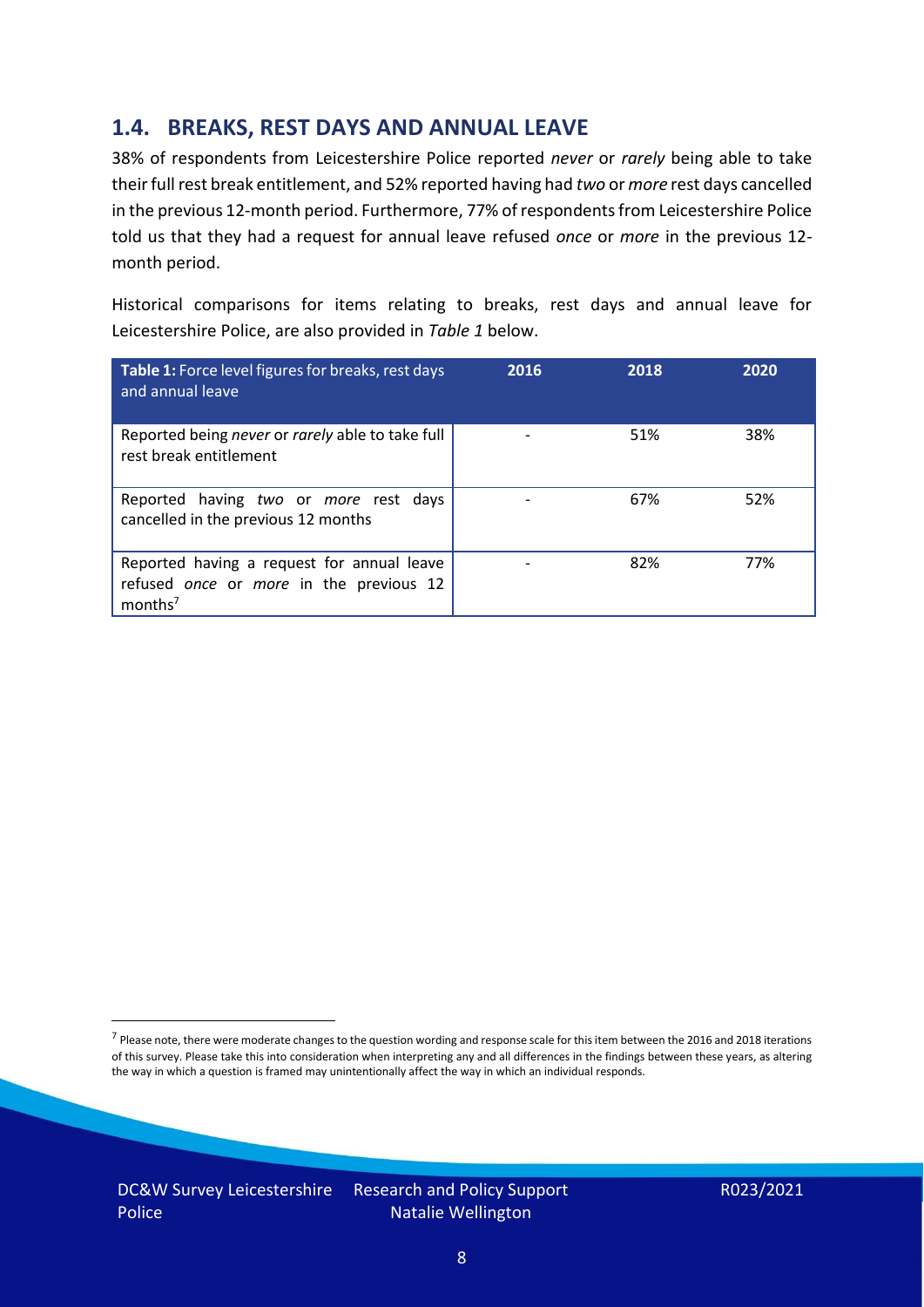## 1.4. BREAKS, REST DAYS AND ANNUAL LEAVE

38% of respondents from Leicestershire Police reported *never* or *rarely* being able to take their full rest break entitlement, and 52% reported having had *two* or *more* rest days cancelled in the previous 12-month period. Furthermore, 77% of respondents from Leicestershire Police told us that they had a request for annual leave refused *once* or *more* in the previous 12-month period.

Historical comparisons for items relating to breaks, rest days and annual leave for Leicestershire Police, are also provided in *Table 1* below.

| **Table 1:** Force level figures for breaks, rest days and annual leave | 2016 | 2018 | 2020 |
|---|---|---|---|
| Reported being *never* or *rarely* able to take full rest break entitlement | - | 51% | 38% |
| Reported having *two* or *more* rest days cancelled in the previous 12 months | - | 67% | 52% |
| Reported having a request for annual leave refused *once* or *more* in the previous 12 months[7] | - | 82% | 77% |

[7] Please note, there were moderate changes to the question wording and response scale for this item between the 2016 and 2018 iterations of this survey. Please take this into consideration when interpreting any and all differences in the findings between these years, as altering the way in which a question is framed may unintentionally affect the way in which an individual responds.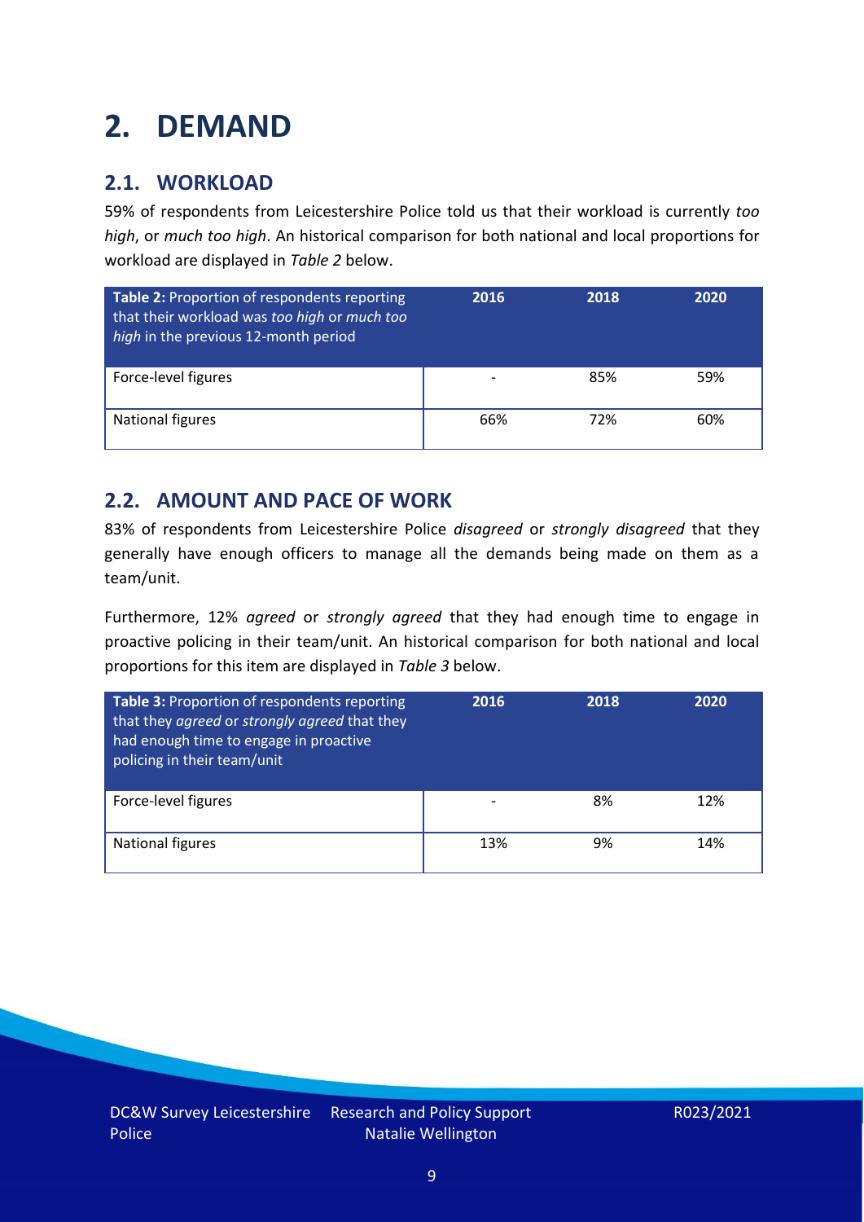# 2. DEMAND

## 2.1. WORKLOAD

59% of respondents from Leicestershire Police told us that their workload is currently *too high*, or *much too high*. An historical comparison for both national and local proportions for workload are displayed in *Table 2* below.

| **Table 2:** Proportion of respondents reporting that their workload was *too high* or *much too high* in the previous 12-month period | 2016 | 2018 | 2020 |
|---|---|---|---|
| Force-level figures | - | 85% | 59% |
| National figures | 66% | 72% | 60% |

## 2.2. AMOUNT AND PACE OF WORK

83% of respondents from Leicestershire Police *disagreed* or *strongly disagreed* that they generally have enough officers to manage all the demands being made on them as a team/unit.

Furthermore, 12% *agreed* or *strongly agreed* that they had enough time to engage in proactive policing in their team/unit. An historical comparison for both national and local proportions for this item are displayed in *Table 3* below.

| **Table 3:** Proportion of respondents reporting that they *agreed* or *strongly agreed* that they had enough time to engage in proactive policing in their team/unit | 2016 | 2018 | 2020 |
|---|---|---|---|
| Force-level figures | - | 8% | 12% |
| National figures | 13% | 9% | 14% |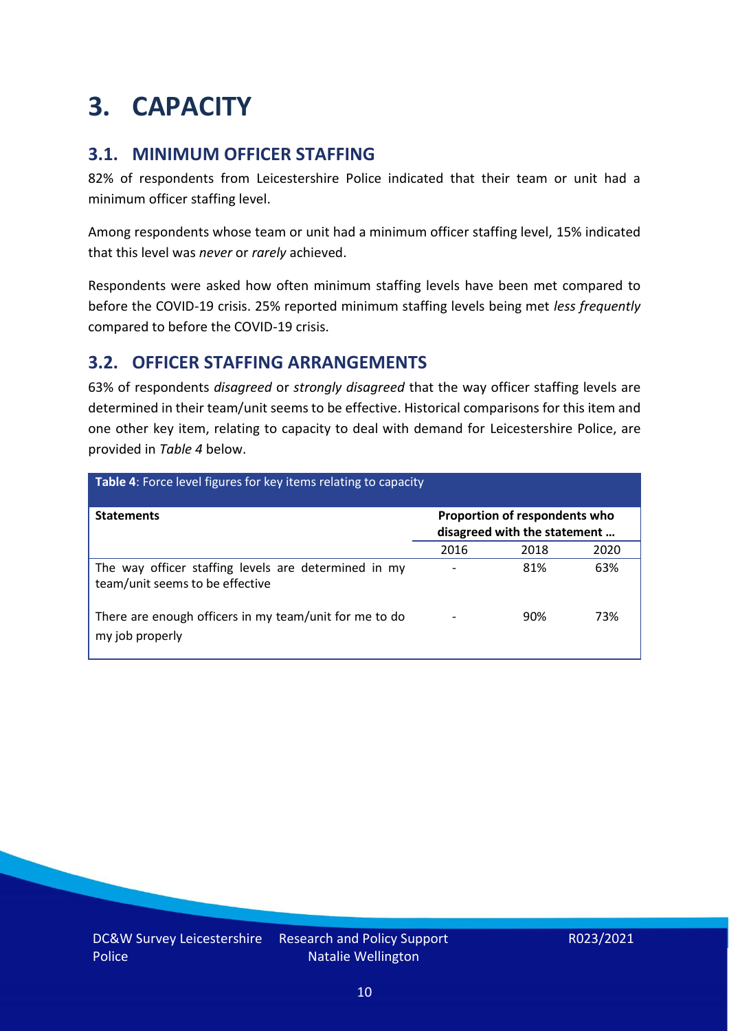# 3. CAPACITY

## 3.1. MINIMUM OFFICER STAFFING

82% of respondents from Leicestershire Police indicated that their team or unit had a minimum officer staffing level.

Among respondents whose team or unit had a minimum officer staffing level, 15% indicated that this level was *never* or *rarely* achieved.

Respondents were asked how often minimum staffing levels have been met compared to before the COVID-19 crisis. 25% reported minimum staffing levels being met *less frequently* compared to before the COVID-19 crisis.

## 3.2. OFFICER STAFFING ARRANGEMENTS

63% of respondents *disagreed* or *strongly disagreed* that the way officer staffing levels are determined in their team/unit seems to be effective. Historical comparisons for this item and one other key item, relating to capacity to deal with demand for Leicestershire Police, are provided in *Table 4* below.

**Table 4**: Force level figures for key items relating to capacity

| Statements | Proportion of respondents who disagreed with the statement … | | |
|---|---|---|---|
| | 2016 | 2018 | 2020 |
| The way officer staffing levels are determined in my team/unit seems to be effective | - | 81% | 63% |
| There are enough officers in my team/unit for me to do my job properly | - | 90% | 73% |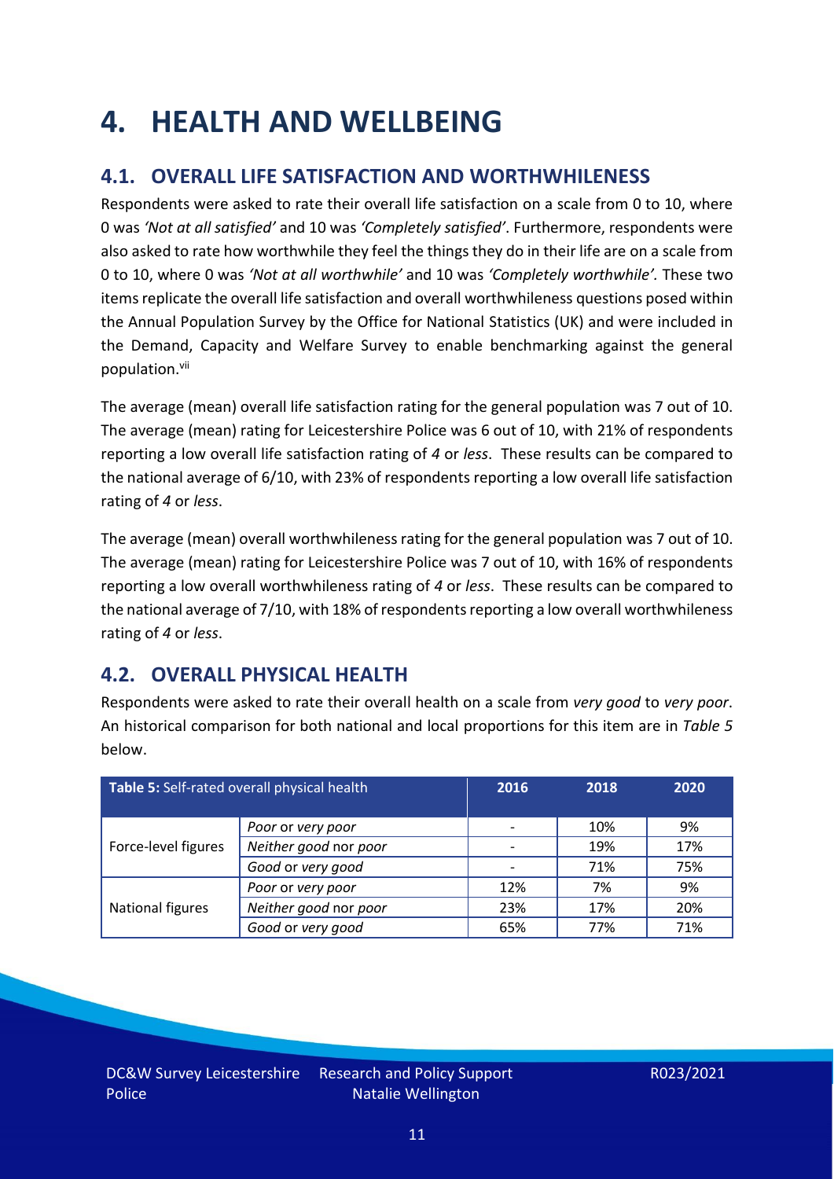# 4. HEALTH AND WELLBEING

## 4.1. OVERALL LIFE SATISFACTION AND WORTHWHILENESS

Respondents were asked to rate their overall life satisfaction on a scale from 0 to 10, where 0 was *'Not at all satisfied'* and 10 was *'Completely satisfied'*. Furthermore, respondents were also asked to rate how worthwhile they feel the things they do in their life are on a scale from 0 to 10, where 0 was *'Not at all worthwhile'* and 10 was *'Completely worthwhile'.* These two items replicate the overall life satisfaction and overall worthwhileness questions posed within the Annual Population Survey by the Office for National Statistics (UK) and were included in the Demand, Capacity and Welfare Survey to enable benchmarking against the general population.[vii]

The average (mean) overall life satisfaction rating for the general population was 7 out of 10. The average (mean) rating for Leicestershire Police was 6 out of 10, with 21% of respondents reporting a low overall life satisfaction rating of *4* or *less*. These results can be compared to the national average of 6/10, with 23% of respondents reporting a low overall life satisfaction rating of *4* or *less*.

The average (mean) overall worthwhileness rating for the general population was 7 out of 10. The average (mean) rating for Leicestershire Police was 7 out of 10, with 16% of respondents reporting a low overall worthwhileness rating of *4* or *less*. These results can be compared to the national average of 7/10, with 18% of respondents reporting a low overall worthwhileness rating of *4* or *less*.

## 4.2. OVERALL PHYSICAL HEALTH

Respondents were asked to rate their overall health on a scale from *very good* to *very poor*. An historical comparison for both national and local proportions for this item are in *Table 5* below.

| **Table 5:** Self-rated overall physical health | | 2016 | 2018 | 2020 |
|---|---|---|---|---|
| Force-level figures | *Poor* or *very poor* | - | 10% | 9% |
| | *Neither good* nor *poor* | - | 19% | 17% |
| | *Good* or *very good* | - | 71% | 75% |
| National figures | *Poor* or *very poor* | 12% | 7% | 9% |
| | *Neither good* nor *poor* | 23% | 17% | 20% |
| | *Good* or *very good* | 65% | 77% | 71% |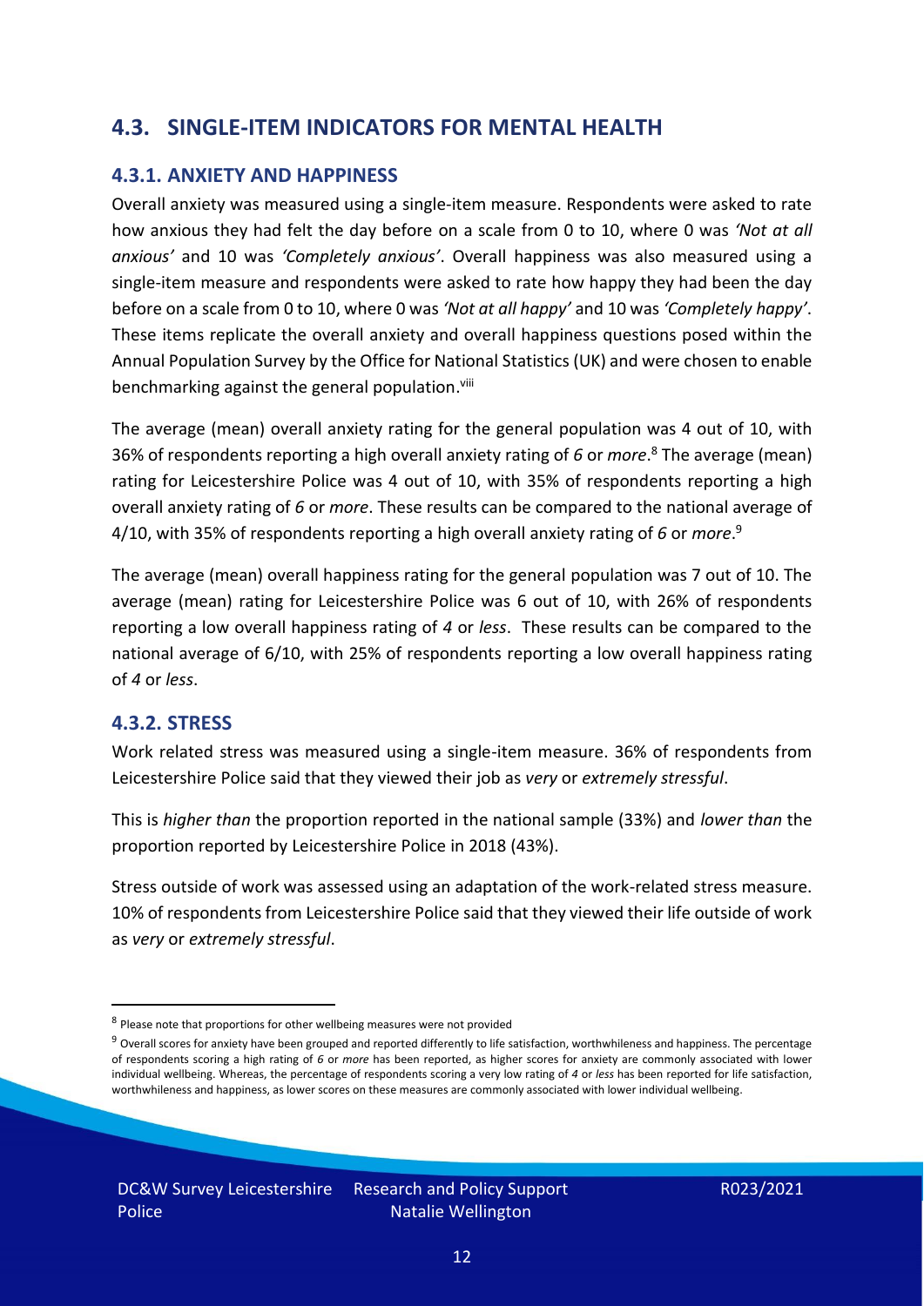## 4.3. SINGLE-ITEM INDICATORS FOR MENTAL HEALTH

### 4.3.1. ANXIETY AND HAPPINESS

Overall anxiety was measured using a single-item measure. Respondents were asked to rate how anxious they had felt the day before on a scale from 0 to 10, where 0 was *'Not at all anxious'* and 10 was *'Completely anxious'*. Overall happiness was also measured using a single-item measure and respondents were asked to rate how happy they had been the day before on a scale from 0 to 10, where 0 was *'Not at all happy'* and 10 was *'Completely happy'*. These items replicate the overall anxiety and overall happiness questions posed within the Annual Population Survey by the Office for National Statistics (UK) and were chosen to enable benchmarking against the general population.[viii]

The average (mean) overall anxiety rating for the general population was 4 out of 10, with 36% of respondents reporting a high overall anxiety rating of *6* or *more*.[8] The average (mean) rating for Leicestershire Police was 4 out of 10, with 35% of respondents reporting a high overall anxiety rating of *6* or *more*. These results can be compared to the national average of 4/10, with 35% of respondents reporting a high overall anxiety rating of *6* or *more*.[9]

The average (mean) overall happiness rating for the general population was 7 out of 10. The average (mean) rating for Leicestershire Police was 6 out of 10, with 26% of respondents reporting a low overall happiness rating of *4* or *less*. These results can be compared to the national average of 6/10, with 25% of respondents reporting a low overall happiness rating of *4* or *less*.

### 4.3.2. STRESS

Work related stress was measured using a single-item measure. 36% of respondents from Leicestershire Police said that they viewed their job as *very* or *extremely stressful*.

This is *higher than* the proportion reported in the national sample (33%) and *lower than* the proportion reported by Leicestershire Police in 2018 (43%).

Stress outside of work was assessed using an adaptation of the work-related stress measure. 10% of respondents from Leicestershire Police said that they viewed their life outside of work as *very* or *extremely stressful*.

---

[8] Please note that proportions for other wellbeing measures were not provided

[9] Overall scores for anxiety have been grouped and reported differently to life satisfaction, worthwhileness and happiness. The percentage of respondents scoring a high rating of *6* or *more* has been reported, as higher scores for anxiety are commonly associated with lower individual wellbeing. Whereas, the percentage of respondents scoring a very low rating of *4* or *less* has been reported for life satisfaction, worthwhileness and happiness, as lower scores on these measures are commonly associated with lower individual wellbeing.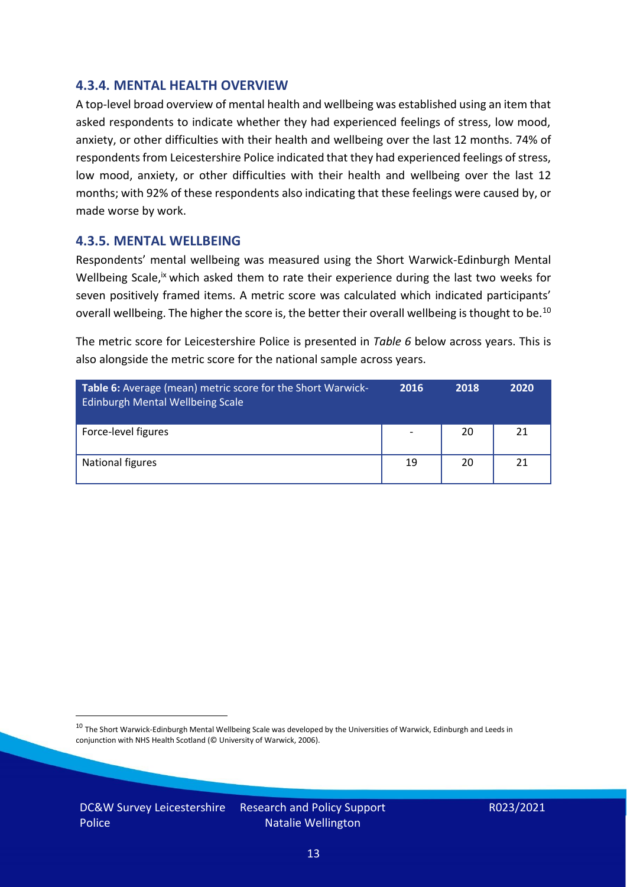### 4.3.4. MENTAL HEALTH OVERVIEW

A top-level broad overview of mental health and wellbeing was established using an item that asked respondents to indicate whether they had experienced feelings of stress, low mood, anxiety, or other difficulties with their health and wellbeing over the last 12 months. 74% of respondents from Leicestershire Police indicated that they had experienced feelings of stress, low mood, anxiety, or other difficulties with their health and wellbeing over the last 12 months; with 92% of these respondents also indicating that these feelings were caused by, or made worse by work.

### 4.3.5. MENTAL WELLBEING

Respondents' mental wellbeing was measured using the Short Warwick-Edinburgh Mental Wellbeing Scale,[ix] which asked them to rate their experience during the last two weeks for seven positively framed items. A metric score was calculated which indicated participants' overall wellbeing. The higher the score is, the better their overall wellbeing is thought to be.[10]

The metric score for Leicestershire Police is presented in *Table 6* below across years. This is also alongside the metric score for the national sample across years.

| **Table 6:** Average (mean) metric score for the Short Warwick-Edinburgh Mental Wellbeing Scale | 2016 | 2018 | 2020 |
|---|---|---|---|
| Force-level figures | - | 20 | 21 |
| National figures | 19 | 20 | 21 |

[10] The Short Warwick-Edinburgh Mental Wellbeing Scale was developed by the Universities of Warwick, Edinburgh and Leeds in conjunction with NHS Health Scotland (© University of Warwick, 2006).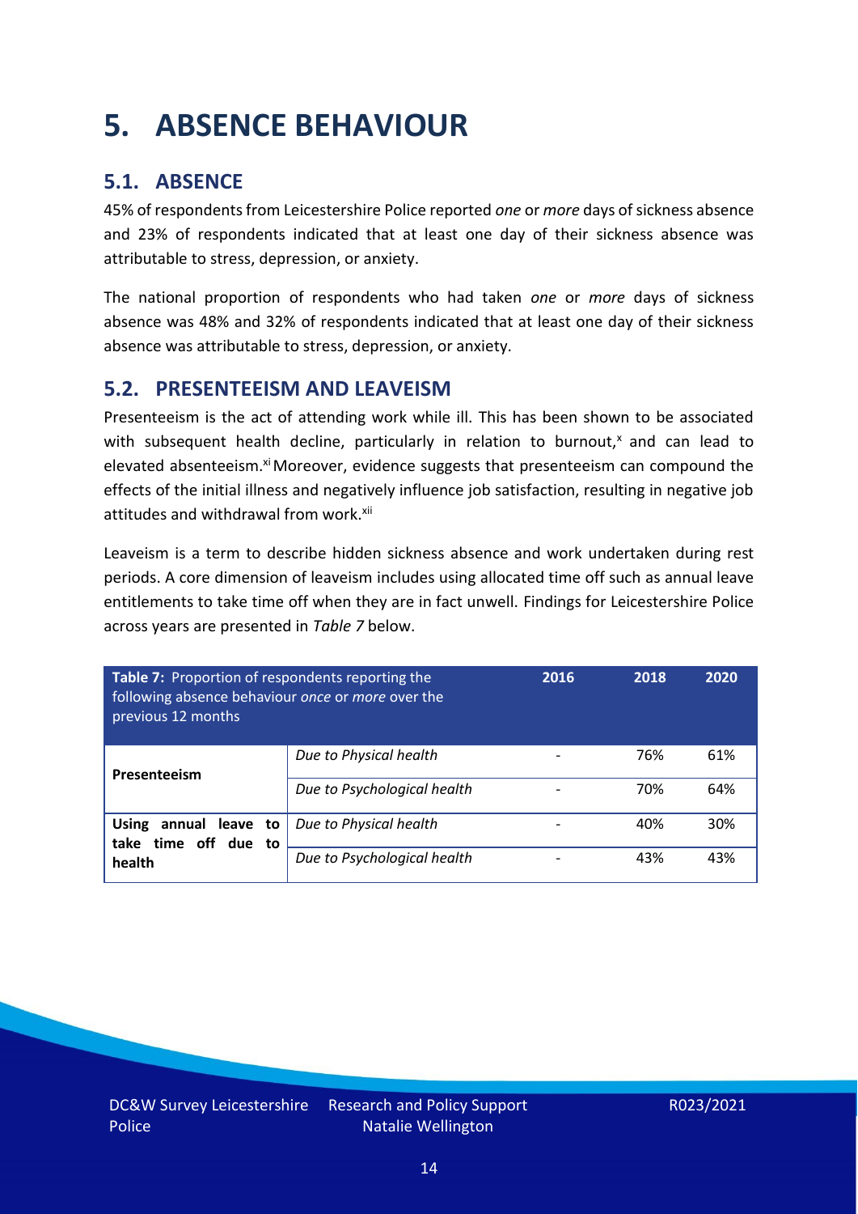# 5. ABSENCE BEHAVIOUR

## 5.1. ABSENCE

45% of respondents from Leicestershire Police reported *one* or *more* days of sickness absence and 23% of respondents indicated that at least one day of their sickness absence was attributable to stress, depression, or anxiety.

The national proportion of respondents who had taken *one* or *more* days of sickness absence was 48% and 32% of respondents indicated that at least one day of their sickness absence was attributable to stress, depression, or anxiety.

## 5.2. PRESENTEEISM AND LEAVEISM

Presenteeism is the act of attending work while ill. This has been shown to be associated with subsequent health decline, particularly in relation to burnout,[x] and can lead to elevated absenteeism.[xi] Moreover, evidence suggests that presenteeism can compound the effects of the initial illness and negatively influence job satisfaction, resulting in negative job attitudes and withdrawal from work.[xii]

Leaveism is a term to describe hidden sickness absence and work undertaken during rest periods. A core dimension of leaveism includes using allocated time off such as annual leave entitlements to take time off when they are in fact unwell. Findings for Leicestershire Police across years are presented in *Table 7* below.

| **Table 7:** Proportion of respondents reporting the following absence behaviour *once* or *more* over the previous 12 months | | 2016 | 2018 | 2020 |
|---|---|---|---|---|
| **Presenteeism** | *Due to Physical health* | - | 76% | 61% |
| | *Due to Psychological health* | - | 70% | 64% |
| **Using annual leave to take time off due to health** | *Due to Physical health* | - | 40% | 30% |
| | *Due to Psychological health* | - | 43% | 43% |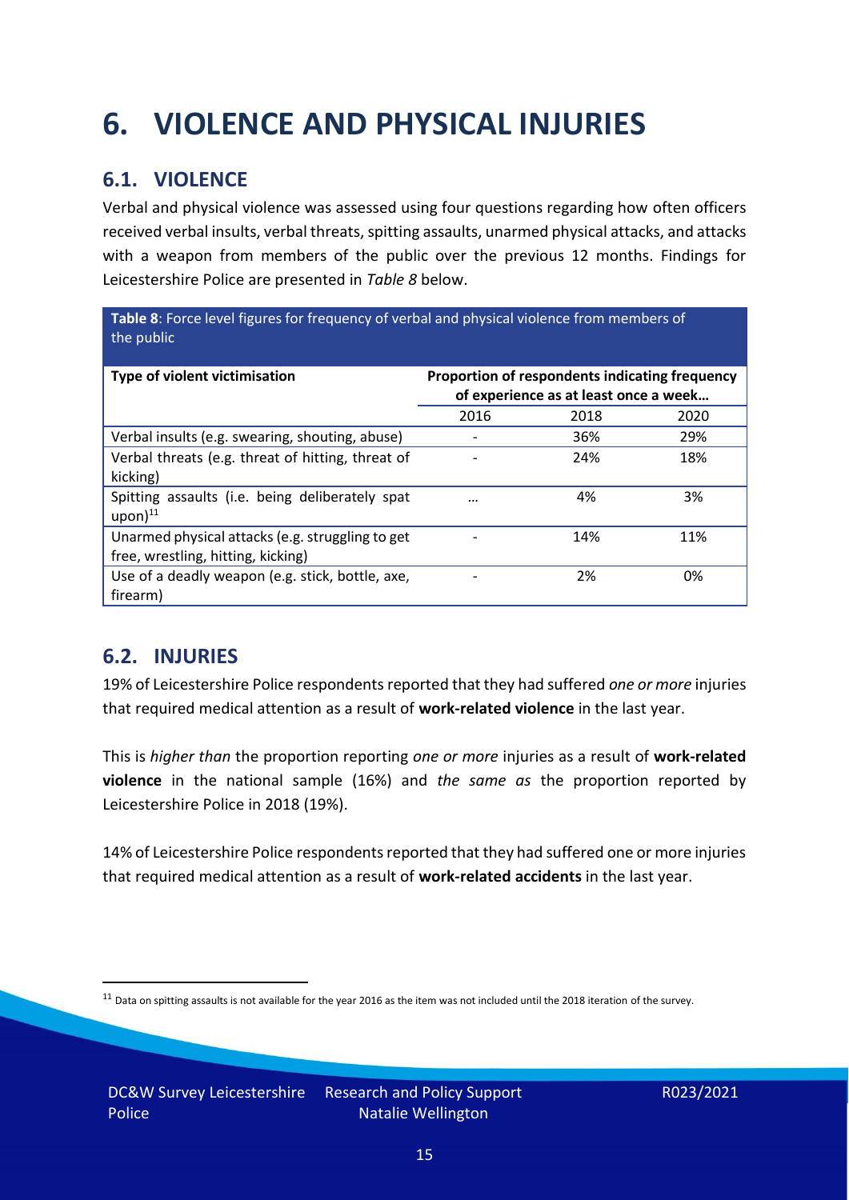# 6. VIOLENCE AND PHYSICAL INJURIES

## 6.1. VIOLENCE

Verbal and physical violence was assessed using four questions regarding how often officers received verbal insults, verbal threats, spitting assaults, unarmed physical attacks, and attacks with a weapon from members of the public over the previous 12 months. Findings for Leicestershire Police are presented in *Table 8* below.

**Table 8**: Force level figures for frequency of verbal and physical violence from members of the public

| Type of violent victimisation | Proportion of respondents indicating frequency of experience as at least once a week… | | |
|---|---|---|---|
| | 2016 | 2018 | 2020 |
| Verbal insults (e.g. swearing, shouting, abuse) | - | 36% | 29% |
| Verbal threats (e.g. threat of hitting, threat of kicking) | - | 24% | 18% |
| Spitting assaults (i.e. being deliberately spat upon)[11] | … | 4% | 3% |
| Unarmed physical attacks (e.g. struggling to get free, wrestling, hitting, kicking) | - | 14% | 11% |
| Use of a deadly weapon (e.g. stick, bottle, axe, firearm) | - | 2% | 0% |

## 6.2. INJURIES

19% of Leicestershire Police respondents reported that they had suffered *one or more* injuries that required medical attention as a result of **work-related violence** in the last year.

This is *higher than* the proportion reporting *one or more* injuries as a result of **work-related violence** in the national sample (16%) and *the same as* the proportion reported by Leicestershire Police in 2018 (19%).

14% of Leicestershire Police respondents reported that they had suffered one or more injuries that required medical attention as a result of **work-related accidents** in the last year.

[11] Data on spitting assaults is not available for the year 2016 as the item was not included until the 2018 iteration of the survey.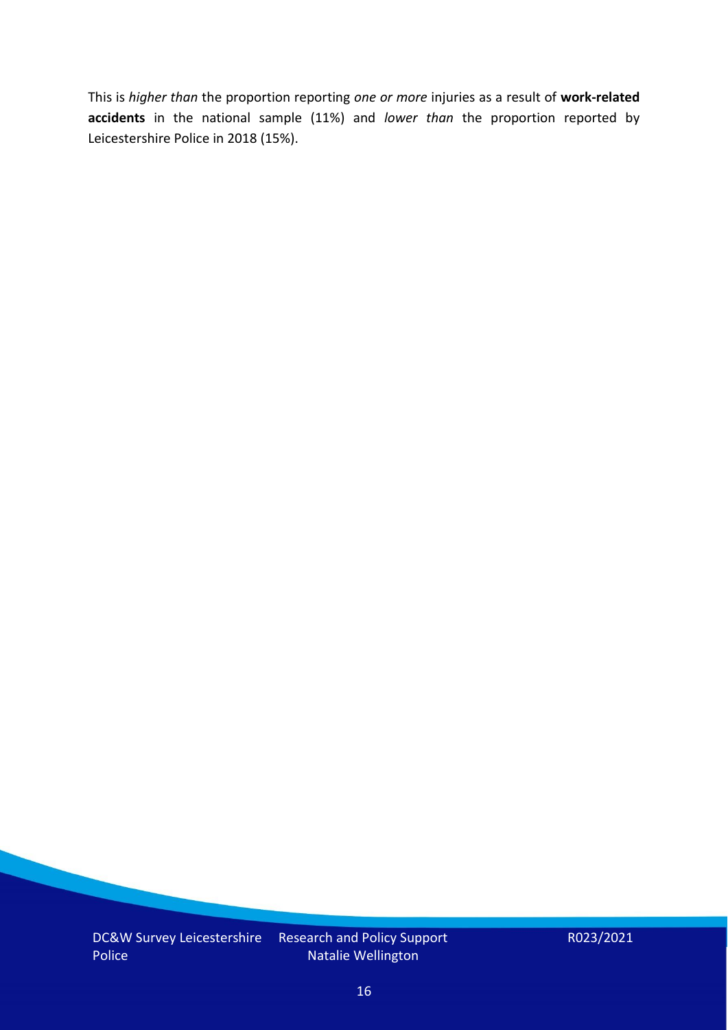This is *higher than* the proportion reporting *one or more* injuries as a result of **work-related accidents** in the national sample (11%) and *lower than* the proportion reported by Leicestershire Police in 2018 (15%).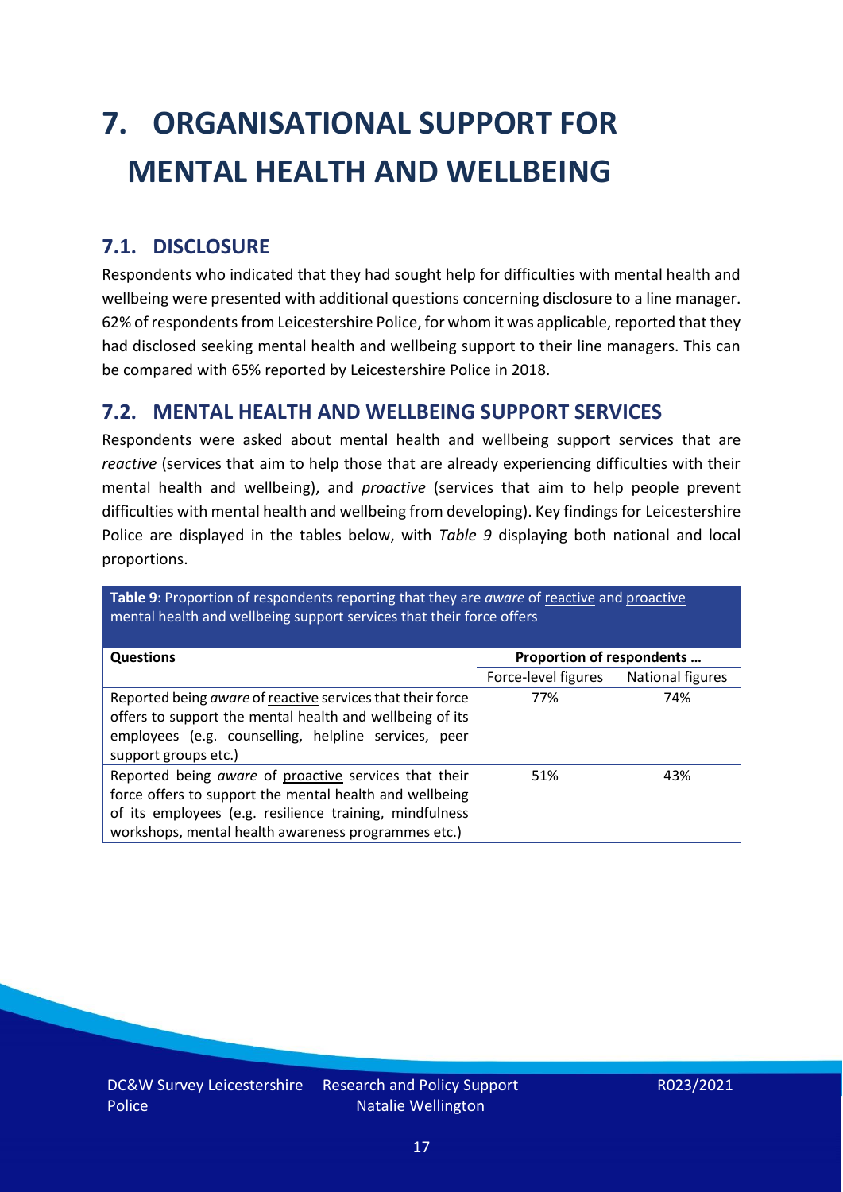# 7. ORGANISATIONAL SUPPORT FOR MENTAL HEALTH AND WELLBEING

## 7.1. DISCLOSURE

Respondents who indicated that they had sought help for difficulties with mental health and wellbeing were presented with additional questions concerning disclosure to a line manager. 62% of respondents from Leicestershire Police, for whom it was applicable, reported that they had disclosed seeking mental health and wellbeing support to their line managers. This can be compared with 65% reported by Leicestershire Police in 2018.

## 7.2. MENTAL HEALTH AND WELLBEING SUPPORT SERVICES

Respondents were asked about mental health and wellbeing support services that are *reactive* (services that aim to help those that are already experiencing difficulties with their mental health and wellbeing), and *proactive* (services that aim to help people prevent difficulties with mental health and wellbeing from developing). Key findings for Leicestershire Police are displayed in the tables below, with *Table 9* displaying both national and local proportions.

**Table 9**: Proportion of respondents reporting that they are *aware* of reactive and proactive mental health and wellbeing support services that their force offers

| Questions | Proportion of respondents … | |
|---|---|---|
| | Force-level figures | National figures |
| Reported being *aware* of reactive services that their force offers to support the mental health and wellbeing of its employees (e.g. counselling, helpline services, peer support groups etc.) | 77% | 74% |
| Reported being *aware* of proactive services that their force offers to support the mental health and wellbeing of its employees (e.g. resilience training, mindfulness workshops, mental health awareness programmes etc.) | 51% | 43% |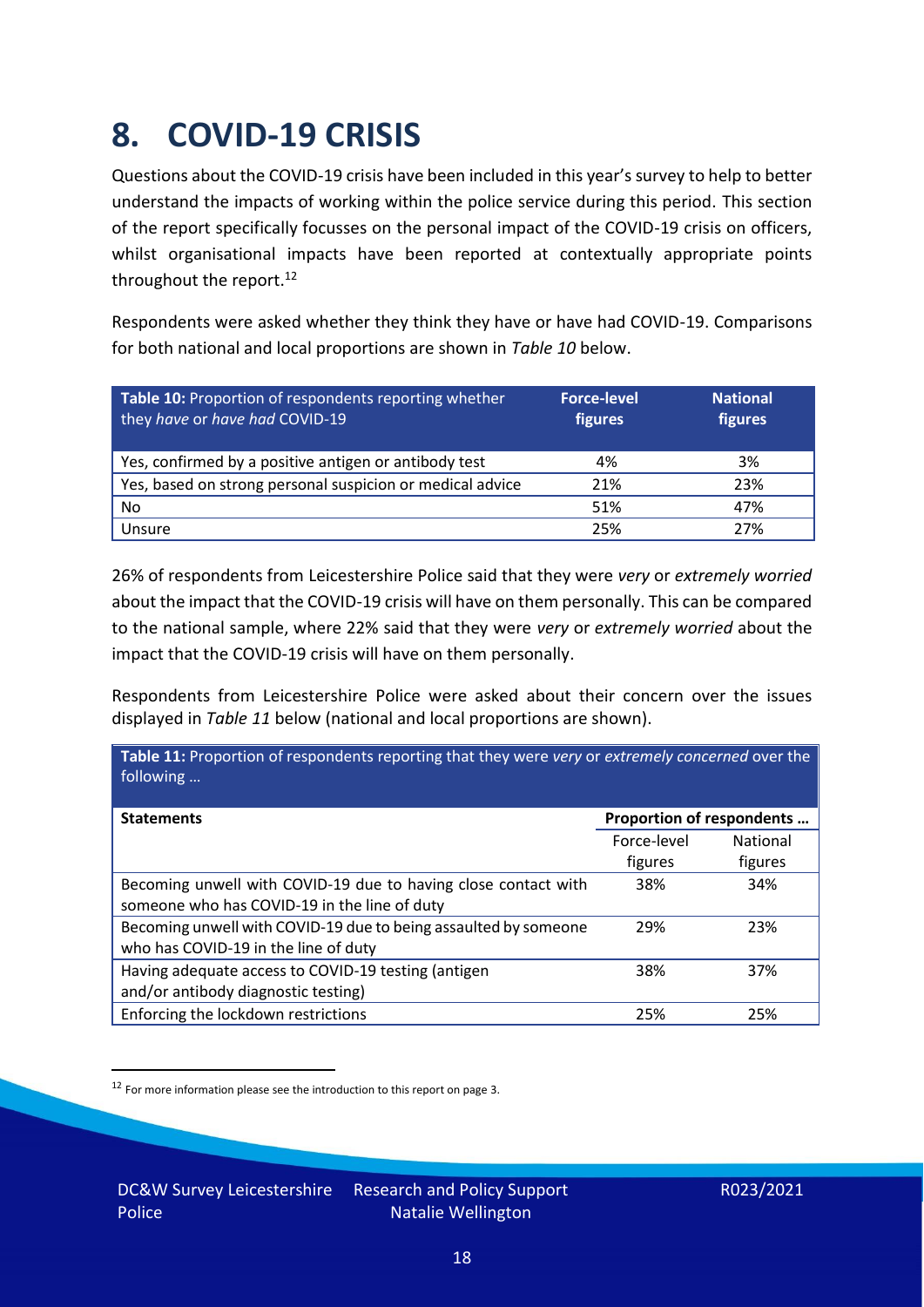# 8. COVID-19 CRISIS

Questions about the COVID-19 crisis have been included in this year's survey to help to better understand the impacts of working within the police service during this period. This section of the report specifically focusses on the personal impact of the COVID-19 crisis on officers, whilst organisational impacts have been reported at contextually appropriate points throughout the report.[12]

Respondents were asked whether they think they have or have had COVID-19. Comparisons for both national and local proportions are shown in *Table 10* below.

| **Table 10:** Proportion of respondents reporting whether they *have* or *have had* COVID-19 | **Force-level figures** | **National figures** |
|---|---|---|
| Yes, confirmed by a positive antigen or antibody test | 4% | 3% |
| Yes, based on strong personal suspicion or medical advice | 21% | 23% |
| No | 51% | 47% |
| Unsure | 25% | 27% |

26% of respondents from Leicestershire Police said that they were *very* or *extremely worried* about the impact that the COVID-19 crisis will have on them personally. This can be compared to the national sample, where 22% said that they were *very* or *extremely worried* about the impact that the COVID-19 crisis will have on them personally.

Respondents from Leicestershire Police were asked about their concern over the issues displayed in *Table 11* below (national and local proportions are shown).

**Table 11:** Proportion of respondents reporting that they were *very* or *extremely concerned* over the following …

| **Statements** | **Proportion of respondents …** | |
|---|---|---|
| | Force-level figures | National figures |
| Becoming unwell with COVID-19 due to having close contact with someone who has COVID-19 in the line of duty | 38% | 34% |
| Becoming unwell with COVID-19 due to being assaulted by someone who has COVID-19 in the line of duty | 29% | 23% |
| Having adequate access to COVID-19 testing (antigen and/or antibody diagnostic testing) | 38% | 37% |
| Enforcing the lockdown restrictions | 25% | 25% |

[12] For more information please see the introduction to this report on page 3.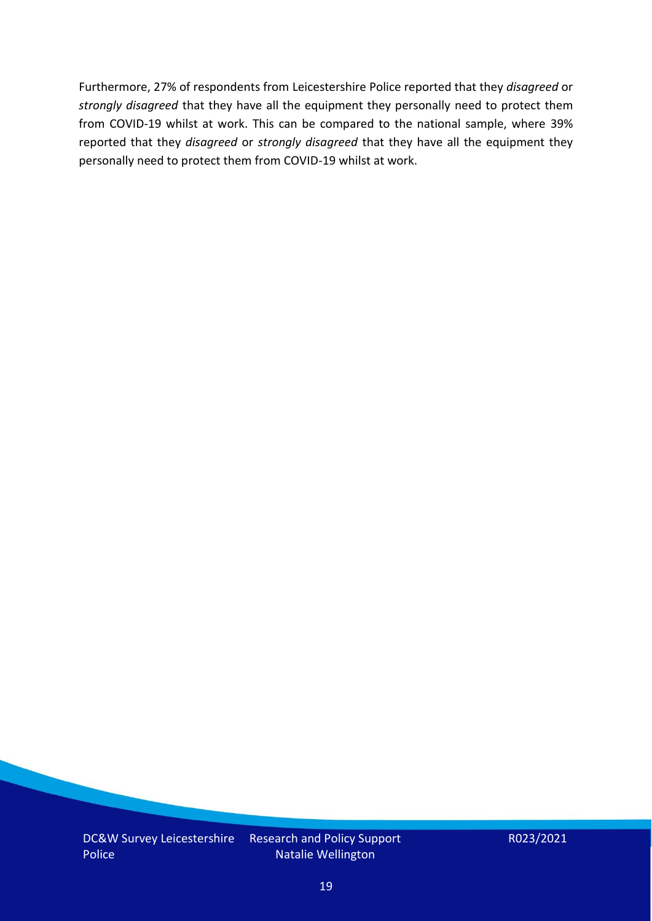Furthermore, 27% of respondents from Leicestershire Police reported that they *disagreed* or *strongly disagreed* that they have all the equipment they personally need to protect them from COVID-19 whilst at work. This can be compared to the national sample, where 39% reported that they *disagreed* or *strongly disagreed* that they have all the equipment they personally need to protect them from COVID-19 whilst at work.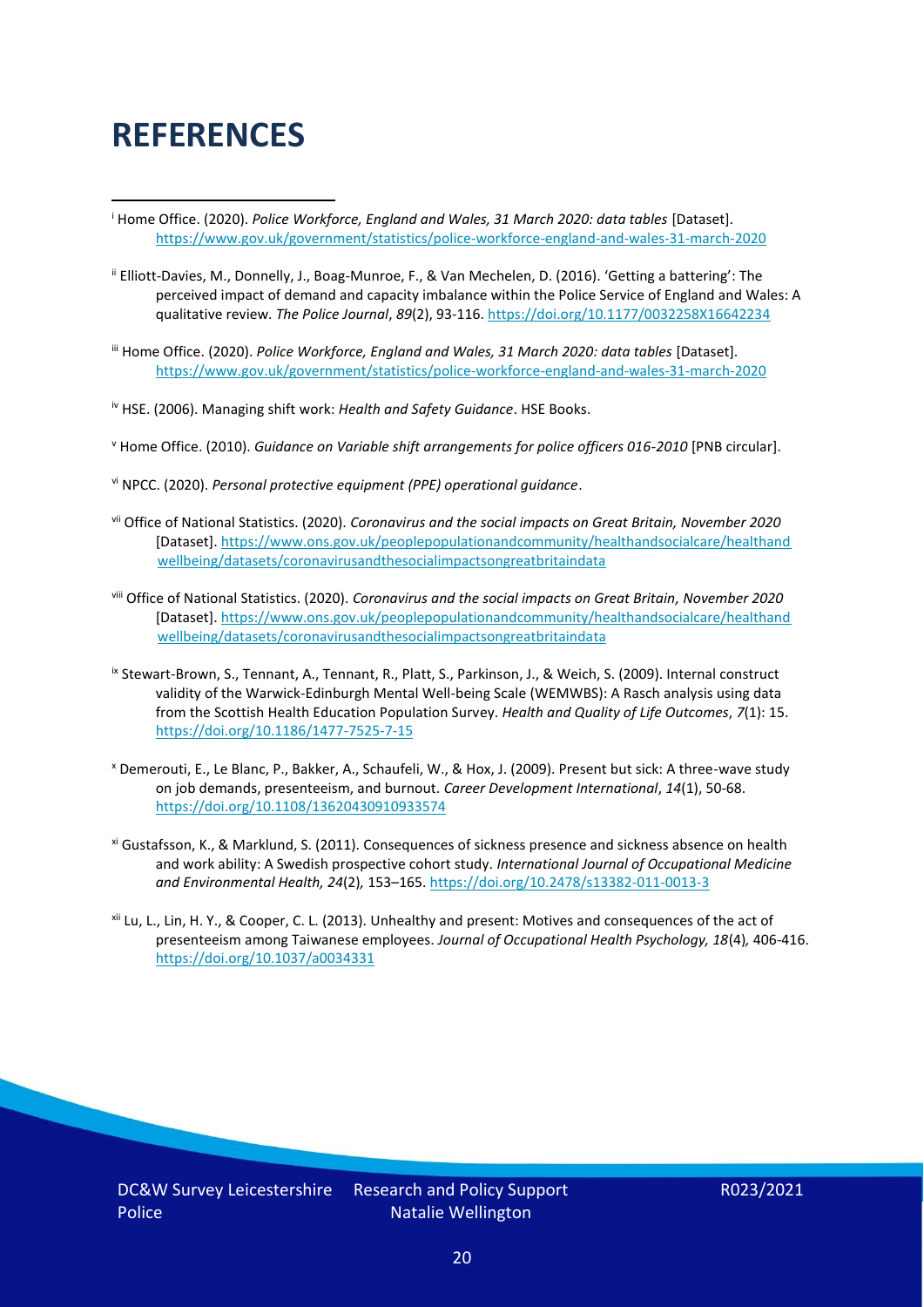# REFERENCES

[i] Home Office. (2020). *Police Workforce, England and Wales, 31 March 2020: data tables* [Dataset]. https://www.gov.uk/government/statistics/police-workforce-england-and-wales-31-march-2020

[ii] Elliott-Davies, M., Donnelly, J., Boag-Munroe, F., & Van Mechelen, D. (2016). 'Getting a battering': The perceived impact of demand and capacity imbalance within the Police Service of England and Wales: A qualitative review. *The Police Journal*, *89*(2), 93-116. https://doi.org/10.1177/0032258X16642234

[iii] Home Office. (2020). *Police Workforce, England and Wales, 31 March 2020: data tables* [Dataset]. https://www.gov.uk/government/statistics/police-workforce-england-and-wales-31-march-2020

[iv] HSE. (2006). Managing shift work: *Health and Safety Guidance*. HSE Books.

[v] Home Office. (2010). *Guidance on Variable shift arrangements for police officers 016-2010* [PNB circular].

[vi] NPCC. (2020). *Personal protective equipment (PPE) operational guidance*.

[vii] Office of National Statistics. (2020). *Coronavirus and the social impacts on Great Britain, November 2020* [Dataset]. https://www.ons.gov.uk/peoplepopulationandcommunity/healthandsocialcare/healthandwellbeing/datasets/coronavirusandthesocialimpactsongreatbritaindata

[viii] Office of National Statistics. (2020). *Coronavirus and the social impacts on Great Britain, November 2020* [Dataset]. https://www.ons.gov.uk/peoplepopulationandcommunity/healthandsocialcare/healthandwellbeing/datasets/coronavirusandthesocialimpactsongreatbritaindata

[ix] Stewart-Brown, S., Tennant, A., Tennant, R., Platt, S., Parkinson, J., & Weich, S. (2009). Internal construct validity of the Warwick-Edinburgh Mental Well-being Scale (WEMWBS): A Rasch analysis using data from the Scottish Health Education Population Survey. *Health and Quality of Life Outcomes*, *7*(1): 15. https://doi.org/10.1186/1477-7525-7-15

[x] Demerouti, E., Le Blanc, P., Bakker, A., Schaufeli, W., & Hox, J. (2009). Present but sick: A three-wave study on job demands, presenteeism, and burnout. *Career Development International*, *14*(1), 50-68. https://doi.org/10.1108/13620430910933574

[xi] Gustafsson, K., & Marklund, S. (2011). Consequences of sickness presence and sickness absence on health and work ability: A Swedish prospective cohort study. *International Journal of Occupational Medicine and Environmental Health, 24*(2)*,* 153–165. https://doi.org/10.2478/s13382-011-0013-3

[xii] Lu, L., Lin, H. Y., & Cooper, C. L. (2013). Unhealthy and present: Motives and consequences of the act of presenteeism among Taiwanese employees. *Journal of Occupational Health Psychology, 18*(4)*,* 406-416. https://doi.org/10.1037/a0034331